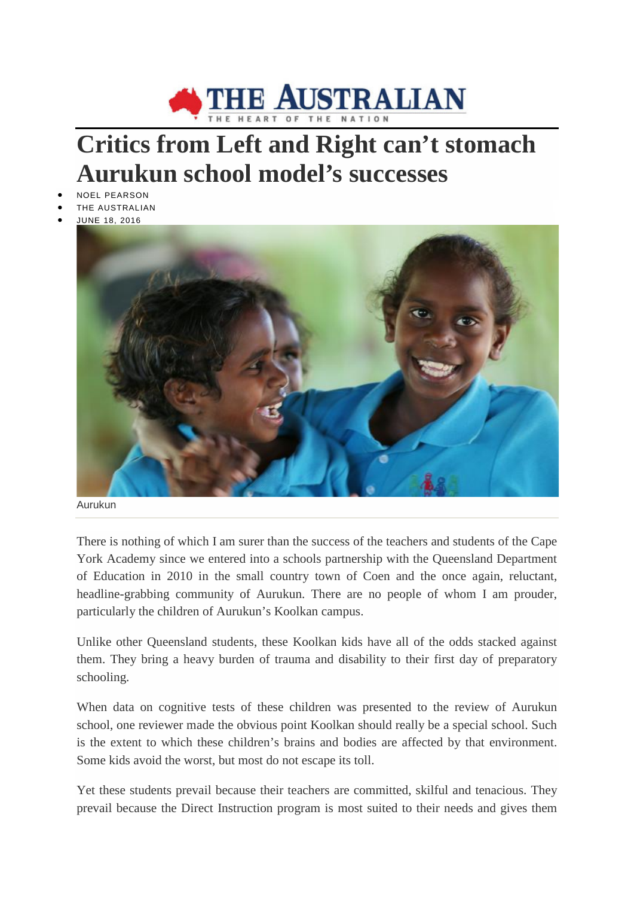THE AUSTRALIAN

THE HEART OF THE NATION

# Critics from Left and Right can't stomach Aurukun school model's successes

- NOEL PEARSON
- THE AUSTRALIAN
- JUNE 18, 2016

Aurukun

There is nothing of which I am surer than the success of the teachers and students of the Cape York Academy since we entered into a schools partnership with the Queensland Department of Education in 2010 in the small country town of Coen and the once again, reluctant, headline-grabbing community of Aurukun. There are no people of whom I am prouder, particularly the children of Aurukun's Koolkan campus.

Unlike other Queensland students, these Koolkan kids have all of the odds stacked against them. They bring a heavy burden of trauma and disability to their first day of preparatory schooling.

When data on cognitive tests of these children was presented to the review of Aurukun school, one reviewer made the obvious point Koolkan should really be a special school. Such is the extent to which these children's brains and bodies are affected by that environment. Some kids avoid the worst, but most do not escape its toll.

Yet these students prevail because their teachers are committed, skilful and tenacious. They prevail because the Direct Instruction program is most suited to their needs and gives them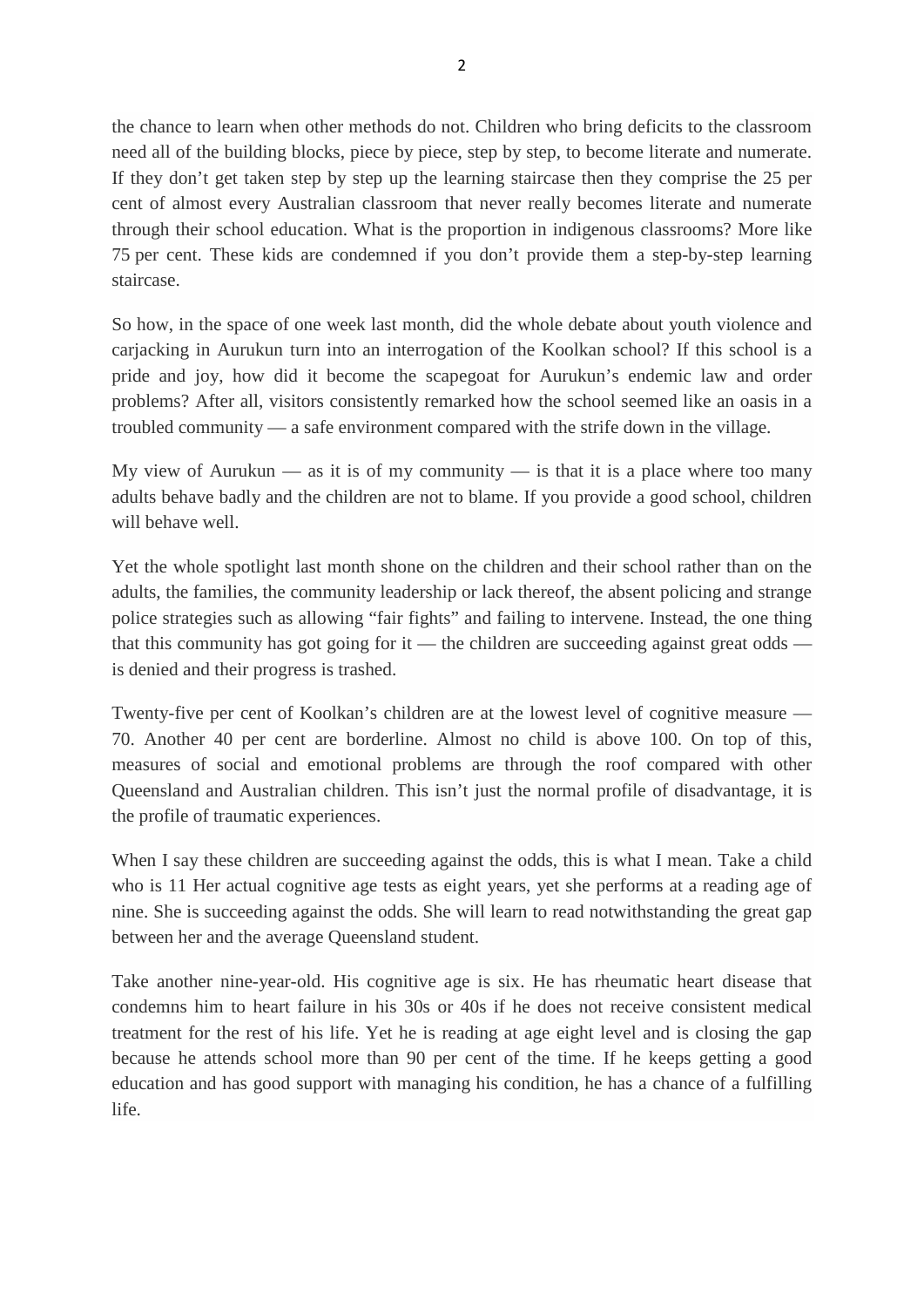the chance to learn when other methods do not. Children who bring deficits to the classroom need all of the building blocks, piece by piece, step by step, to become literate and numerate. If they don't get taken step by step up the learning staircase then they comprise the 25 per cent of almost every Australian classroom that never really becomes literate and numerate through their school education. What is the proportion in indigenous classrooms? More like 75 per cent. These kids are condemned if you don't provide them a step-by-step learning staircase.

So how, in the space of one week last month, did the whole debate about youth violence and carjacking in Aurukun turn into an interrogation of the Koolkan school? If this school is a pride and joy, how did it become the scapegoat for Aurukun's endemic law and order problems? After all, visitors consistently remarked how the school seemed like an oasis in a troubled community — a safe environment compared with the strife down in the village.

My view of Aurukun — as it is of my community — is that it is a place where too many adults behave badly and the children are not to blame. If you provide a good school, children will behave well.

Yet the whole spotlight last month shone on the children and their school rather than on the adults, the families, the community leadership or lack thereof, the absent policing and strange police strategies such as allowing "fair fights" and failing to intervene. Instead, the one thing that this community has got going for it — the children are succeeding against great odds — is denied and their progress is trashed.

Twenty-five per cent of Koolkan's children are at the lowest level of cognitive measure — 70. Another 40 per cent are borderline. Almost no child is above 100. On top of this, measures of social and emotional problems are through the roof compared with other Queensland and Australian children. This isn't just the normal profile of disadvantage, it is the profile of traumatic experiences.

When I say these children are succeeding against the odds, this is what I mean. Take a child who is 11 Her actual cognitive age tests as eight years, yet she performs at a reading age of nine. She is succeeding against the odds. She will learn to read notwithstanding the great gap between her and the average Queensland student.

Take another nine-year-old. His cognitive age is six. He has rheumatic heart disease that condemns him to heart failure in his 30s or 40s if he does not receive consistent medical treatment for the rest of his life. Yet he is reading at age eight level and is closing the gap because he attends school more than 90 per cent of the time. If he keeps getting a good education and has good support with managing his condition, he has a chance of a fulfilling life.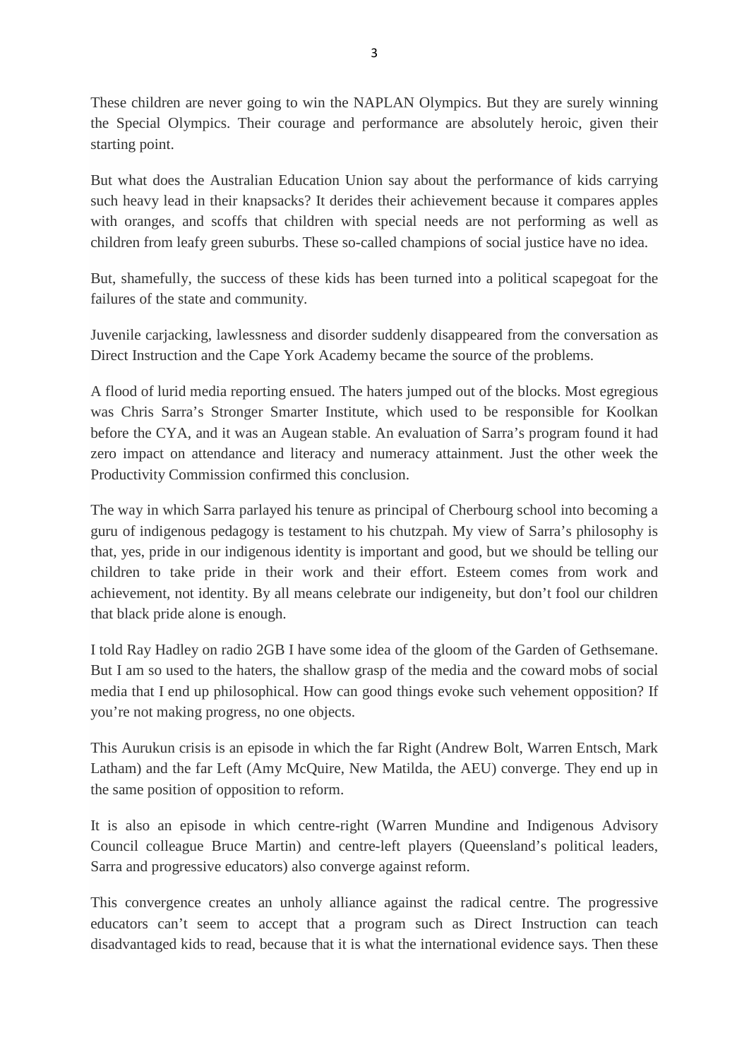These children are never going to win the NAPLAN Olympics. But they are surely winning the Special Olympics. Their courage and performance are absolutely heroic, given their starting point.

But what does the Australian Education Union say about the performance of kids carrying such heavy lead in their knapsacks? It derides their achievement because it compares apples with oranges, and scoffs that children with special needs are not performing as well as children from leafy green suburbs. These so-called champions of social justice have no idea.

But, shamefully, the success of these kids has been turned into a political scapegoat for the failures of the state and community.

Juvenile carjacking, lawlessness and disorder suddenly disappeared from the conversation as Direct Instruction and the Cape York Academy became the source of the problems.

A flood of lurid media reporting ensued. The haters jumped out of the blocks. Most egregious was Chris Sarra's Stronger Smarter Institute, which used to be responsible for Koolkan before the CYA, and it was an Augean stable. An evaluation of Sarra's program found it had zero impact on attendance and literacy and numeracy attainment. Just the other week the Productivity Commission confirmed this conclusion.

The way in which Sarra parlayed his tenure as principal of Cherbourg school into becoming a guru of indigenous pedagogy is testament to his chutzpah. My view of Sarra's philosophy is that, yes, pride in our indigenous identity is important and good, but we should be telling our children to take pride in their work and their effort. Esteem comes from work and achievement, not identity. By all means celebrate our indigeneity, but don't fool our children that black pride alone is enough.

I told Ray Hadley on radio 2GB I have some idea of the gloom of the Garden of Gethsemane. But I am so used to the haters, the shallow grasp of the media and the coward mobs of social media that I end up philosophical. How can good things evoke such vehement opposition? If you're not making progress, no one objects.

This Aurukun crisis is an episode in which the far Right (Andrew Bolt, Warren Entsch, Mark Latham) and the far Left (Amy McQuire, New Matilda, the AEU) converge. They end up in the same position of opposition to reform.

It is also an episode in which centre-right (Warren Mundine and Indigenous Advisory Council colleague Bruce Martin) and centre-left players (Queensland's political leaders, Sarra and progressive educators) also converge against reform.

This convergence creates an unholy alliance against the radical centre. The progressive educators can't seem to accept that a program such as Direct Instruction can teach disadvantaged kids to read, because that it is what the international evidence says. Then these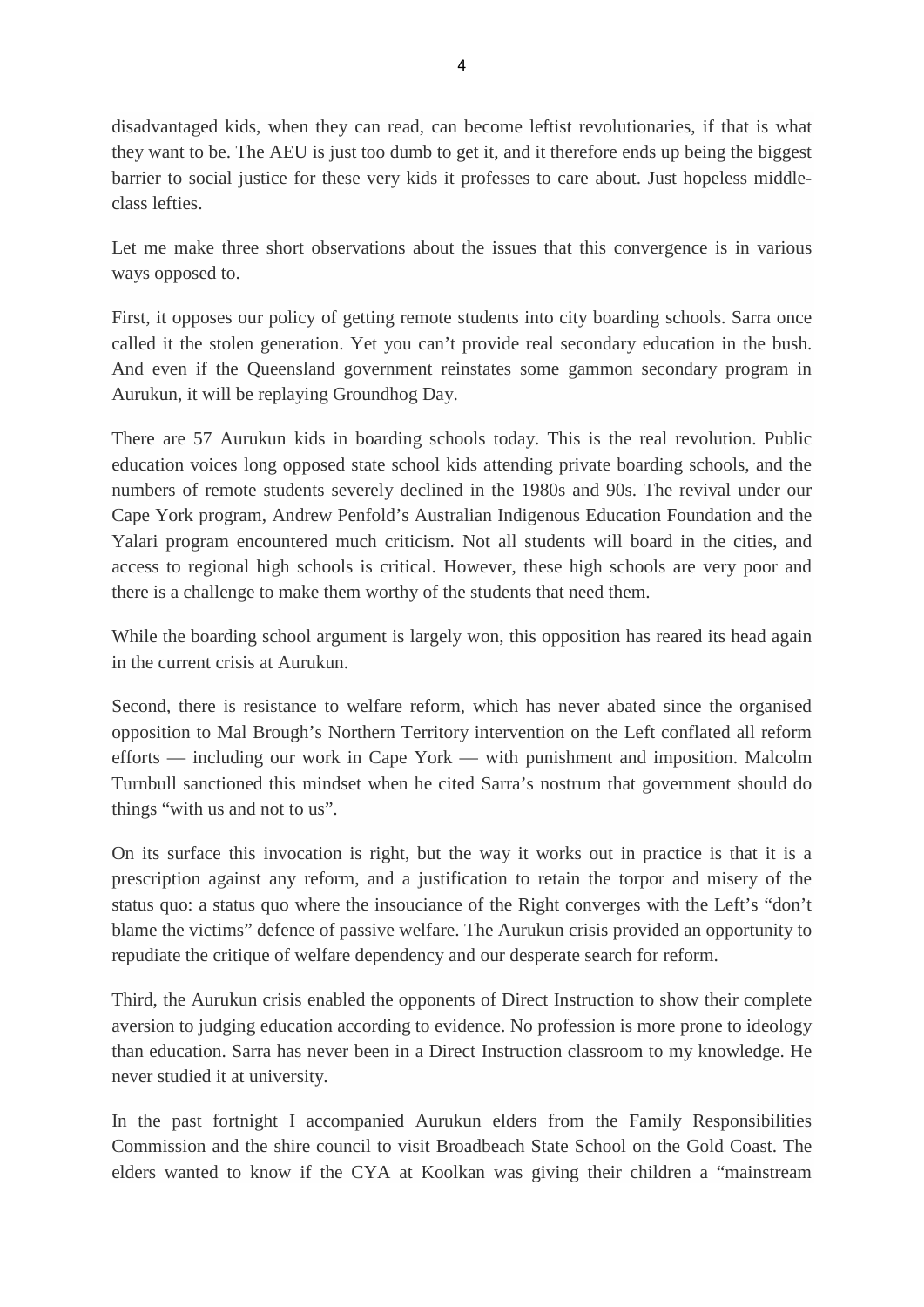disadvantaged kids, when they can read, can become leftist revolutionaries, if that is what they want to be. The AEU is just too dumb to get it, and it therefore ends up being the biggest barrier to social justice for these very kids it professes to care about. Just hopeless middle-class lefties.

Let me make three short observations about the issues that this convergence is in various ways opposed to.

First, it opposes our policy of getting remote students into city boarding schools. Sarra once called it the stolen generation. Yet you can't provide real secondary education in the bush. And even if the Queensland government reinstates some gammon secondary program in Aurukun, it will be replaying Groundhog Day.

There are 57 Aurukun kids in boarding schools today. This is the real revolution. Public education voices long opposed state school kids attending private boarding schools, and the numbers of remote students severely declined in the 1980s and 90s. The revival under our Cape York program, Andrew Penfold's Australian Indigenous Education Foundation and the Yalari program encountered much criticism. Not all students will board in the cities, and access to regional high schools is critical. However, these high schools are very poor and there is a challenge to make them worthy of the students that need them.

While the boarding school argument is largely won, this opposition has reared its head again in the current crisis at Aurukun.

Second, there is resistance to welfare reform, which has never abated since the organised opposition to Mal Brough's Northern Territory intervention on the Left conflated all reform efforts — including our work in Cape York — with punishment and imposition. Malcolm Turnbull sanctioned this mindset when he cited Sarra's nostrum that government should do things "with us and not to us".

On its surface this invocation is right, but the way it works out in practice is that it is a prescription against any reform, and a justification to retain the torpor and misery of the status quo: a status quo where the insouciance of the Right converges with the Left's "don't blame the victims" defence of passive welfare. The Aurukun crisis provided an opportunity to repudiate the critique of welfare dependency and our desperate search for reform.

Third, the Aurukun crisis enabled the opponents of Direct Instruction to show their complete aversion to judging education according to evidence. No profession is more prone to ideology than education. Sarra has never been in a Direct Instruction classroom to my knowledge. He never studied it at university.

In the past fortnight I accompanied Aurukun elders from the Family Responsibilities Commission and the shire council to visit Broadbeach State School on the Gold Coast. The elders wanted to know if the CYA at Koolkan was giving their children a "mainstream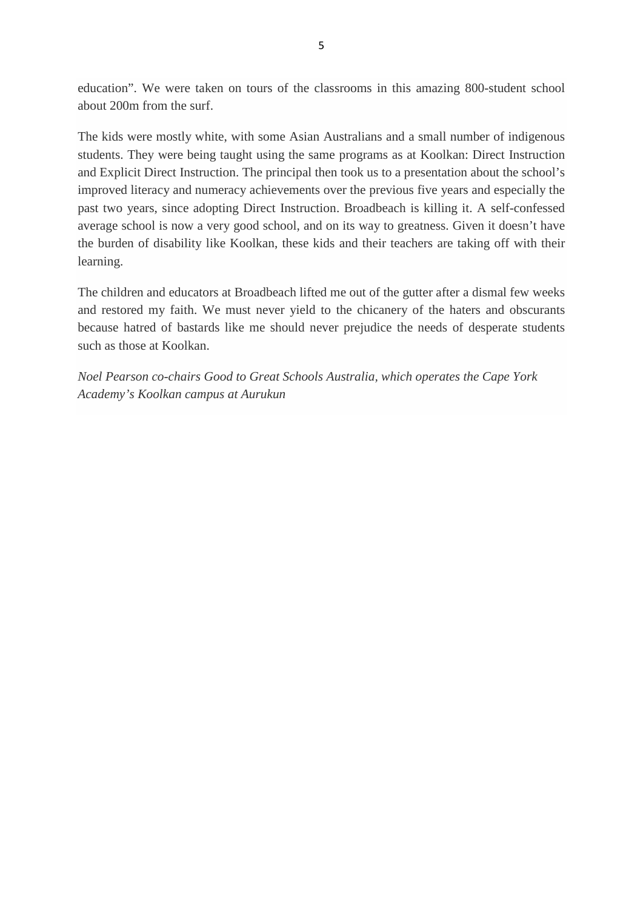education". We were taken on tours of the classrooms in this amazing 800-student school about 200m from the surf.

The kids were mostly white, with some Asian Australians and a small number of indigenous students. They were being taught using the same programs as at Koolkan: Direct Instruction and Explicit Direct Instruction. The principal then took us to a presentation about the school's improved literacy and numeracy achievements over the previous five years and especially the past two years, since adopting Direct Instruction. Broadbeach is killing it. A self-confessed average school is now a very good school, and on its way to greatness. Given it doesn't have the burden of disability like Koolkan, these kids and their teachers are taking off with their learning.

The children and educators at Broadbeach lifted me out of the gutter after a dismal few weeks and restored my faith. We must never yield to the chicanery of the haters and obscurants because hatred of bastards like me should never prejudice the needs of desperate students such as those at Koolkan.

*Noel Pearson co-chairs Good to Great Schools Australia, which operates the Cape York Academy's Koolkan campus at Aurukun*